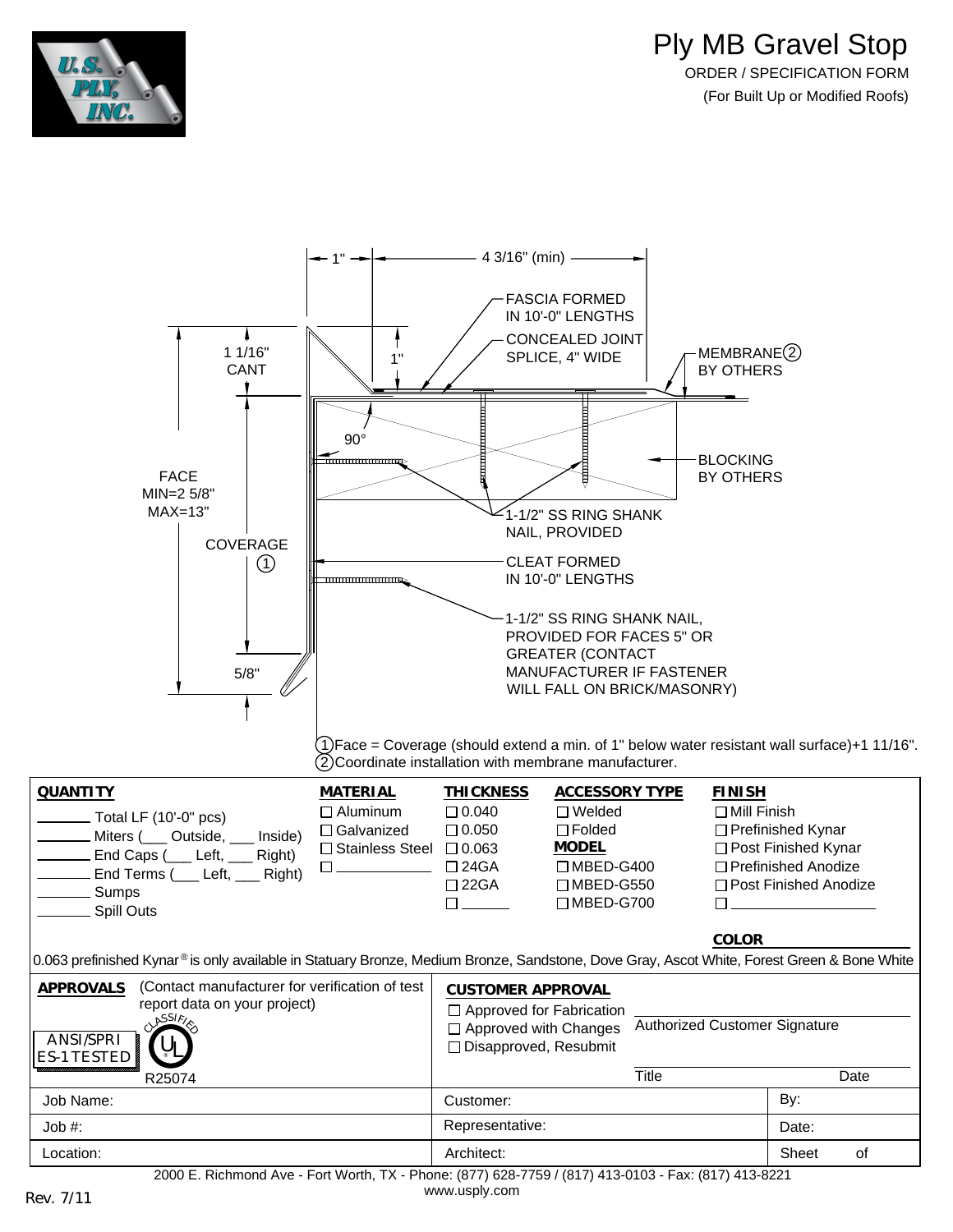# Ply MB Gravel Stop

ORDER / SPECIFICATION FORM

(For Built Up or Modified Roofs)

1" — 4 3/16" (min)

FASCIA FORMED IN 10'-0" LENGTHS

CONCEALED JOINT SPLICE, 4" WIDE

MEMBRANE (2) BY OTHERS

1 1/16" CANT

1"

90°

BLOCKING BY OTHERS

FACE MIN=2 5/8" MAX=13"

1-1/2" SS RING SHANK NAIL, PROVIDED

COVERAGE (1)

CLEAT FORMED IN 10'-0" LENGTHS

1-1/2" SS RING SHANK NAIL, PROVIDED FOR FACES 5" OR GREATER (CONTACT MANUFACTURER IF FASTENER WILL FALL ON BRICK/MASONRY)

5/8"

(1) Face = Coverage (should extend a min. of 1" below water resistant wall surface)+1 11/16".
(2) Coordinate installation with membrane manufacturer.

| QUANTITY | MATERIAL | THICKNESS | ACCESSORY TYPE | FINISH |
|---|---|---|---|---|
| ______ Total LF (10'-0" pcs) | ☐ Aluminum | ☐ 0.040 | ☐ Welded | ☐ Mill Finish |
| ______ Miters (___ Outside, ___ Inside) | ☐ Galvanized | ☐ 0.050 | ☐ Folded | ☐ Prefinished Kynar |
| ______ End Caps (___ Left, ___ Right) | ☐ Stainless Steel | ☐ 0.063 | **MODEL** | ☐ Post Finished Kynar |
| ______ End Terms (___ Left, ___ Right) | ☐ ______ | ☐ 24GA | ☐ MBED-G400 | ☐ Prefinished Anodize |
| ______ Sumps | | ☐ 22GA | ☐ MBED-G550 | ☐ Post Finished Anodize |
| ______ Spill Outs | | ☐ ______ | ☐ MBED-G700 | ☐ ______ |

**COLOR** ______

0.063 prefinished Kynar® is only available in Statuary Bronze, Medium Bronze, Sandstone, Dove Gray, Ascot White, Forest Green & Bone White

**APPROVALS** (Contact manufacturer for verification of test report data on your project)

ANSI/SPRI ES-1 TESTED

CLASSIFIED UL R25074

**CUSTOMER APPROVAL**

☐ Approved for Fabrication
☐ Approved with Changes
☐ Disapproved, Resubmit

______ Authorized Customer Signature

______ Title ______ Date

| Job Name: | Customer: | By: |
|---|---|---|
| Job #: | Representative: | Date: |
| Location: | Architect: | Sheet of |

2000 E. Richmond Ave - Fort Worth, TX - Phone: (877) 628-7759 / (817) 413-0103 - Fax: (817) 413-8221
www.usply.com

Rev. 7/11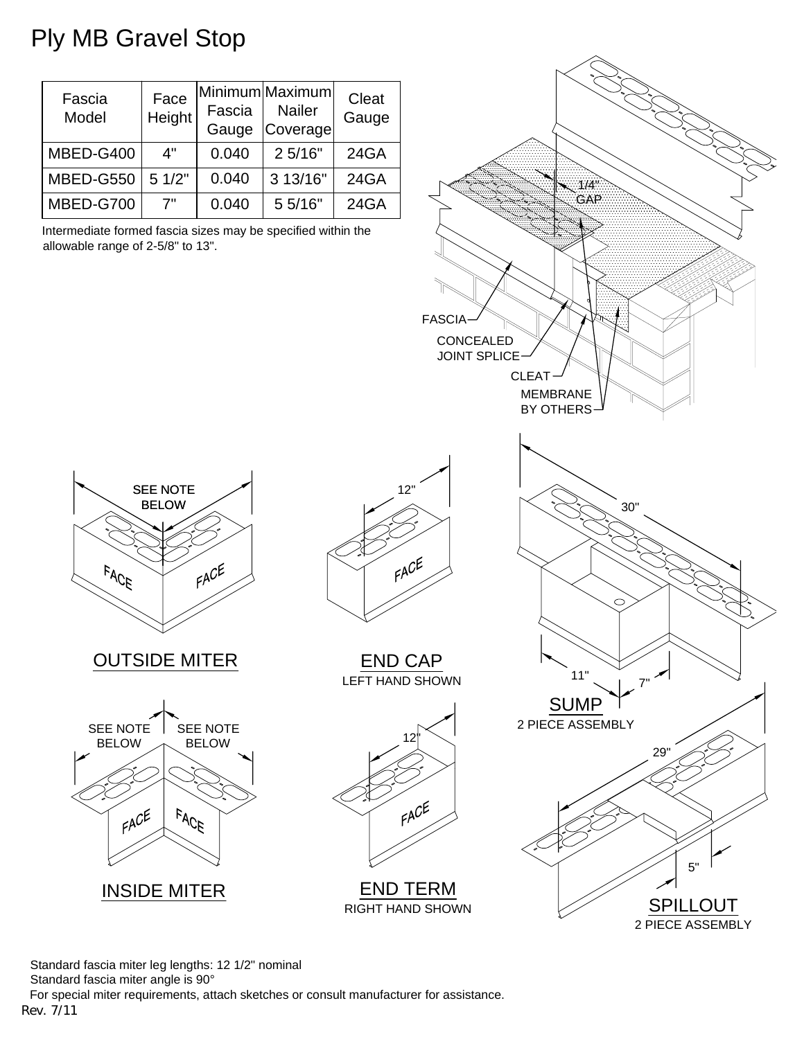# Ply MB Gravel Stop

| Fascia Model | Face Height | Minimum Fascia Gauge | Maximum Nailer Coverage | Cleat Gauge |
|---|---|---|---|---|
| MBED-G400 | 4" | 0.040 | 2 5/16" | 24GA |
| MBED-G550 | 5 1/2" | 0.040 | 3 13/16" | 24GA |
| MBED-G700 | 7" | 0.040 | 5 5/16" | 24GA |

Intermediate formed fascia sizes may be specified within the allowable range of 2-5/8" to 13".

1/4" GAP

FASCIA

CONCEALED JOINT SPLICE

CLEAT

MEMBRANE BY OTHERS

SEE NOTE BELOW

FACE

FACE

OUTSIDE MITER

12"

FACE

END CAP

LEFT HAND SHOWN

30"

11"

7"

SUMP

2 PIECE ASSEMBLY

SEE NOTE BELOW

SEE NOTE BELOW

FACE

FACE

INSIDE MITER

12"

FACE

END TERM

RIGHT HAND SHOWN

29"

5"

SPILLOUT

2 PIECE ASSEMBLY

Standard fascia miter leg lengths: 12 1/2" nominal

Standard fascia miter angle is 90°

For special miter requirements, attach sketches or consult manufacturer for assistance.

Rev. 7/11